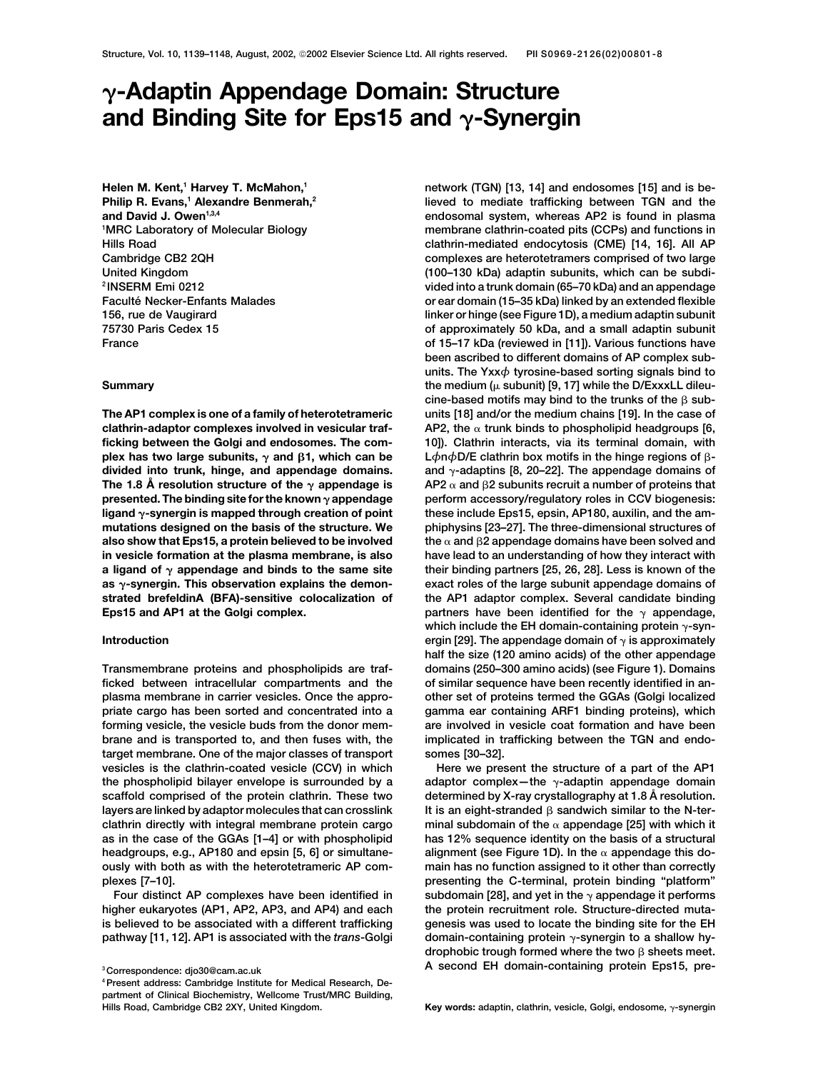# γ-Adaptin Appendage Domain: Structure and Binding Site for Eps15 and γ-Synergin

Helen M. Kent,[1] Harvey T. McMahon,[1] Philip R. Evans,[1] Alexandre Benmerah,[2] and David J. Owen[1,3,4]

[1]MRC Laboratory of Molecular Biology
Hills Road
Cambridge CB2 2QH
United Kingdom

[2]INSERM Emi 0212
Faculté Necker-Enfants Malades
156, rue de Vaugirard
75730 Paris Cedex 15
France

## Summary

The AP1 complex is one of a family of heterotetrameric clathrin-adaptor complexes involved in vesicular trafficking between the Golgi and endosomes. The complex has two large subunits, γ and β1, which can be divided into trunk, hinge, and appendage domains. The 1.8 Å resolution structure of the γ appendage is presented. The binding site for the known γ appendage ligand γ-synergin is mapped through creation of point mutations designed on the basis of the structure. We also show that Eps15, a protein believed to be involved in vesicle formation at the plasma membrane, is also a ligand of γ appendage and binds to the same site as γ-synergin. This observation explains the demonstrated brefeldinA (BFA)-sensitive colocalization of Eps15 and AP1 at the Golgi complex.

## Introduction

Transmembrane proteins and phospholipids are trafficked between intracellular compartments and the plasma membrane in carrier vesicles. Once the appropriate cargo has been sorted and concentrated into a forming vesicle, the vesicle buds from the donor membrane and is transported to, and then fuses with, the target membrane. One of the major classes of transport vesicles is the clathrin-coated vesicle (CCV) in which the phospholipid bilayer envelope is surrounded by a scaffold comprised of the protein clathrin. These two layers are linked by adaptor molecules that can crosslink clathrin directly with integral membrane protein cargo as in the case of the GGAs [1–4] or with phospholipid headgroups, e.g., AP180 and epsin [5, 6] or simultaneously with both as with the heterotetrameric AP complexes [7–10].

Four distinct AP complexes have been identified in higher eukaryotes (AP1, AP2, AP3, and AP4) and each is believed to be associated with a different trafficking pathway [11, 12]. AP1 is associated with the *trans*-Golgi network (TGN) [13, 14] and endosomes [15] and is believed to mediate trafficking between TGN and the endosomal system, whereas AP2 is found in plasma membrane clathrin-coated pits (CCPs) and functions in clathrin-mediated endocytosis (CME) [14, 16]. All AP complexes are heterotetramers comprised of two large (100–130 kDa) adaptin subunits, which can be subdivided into a trunk domain (65–70 kDa) and an appendage or ear domain (15–35 kDa) linked by an extended flexible linker or hinge (see Figure 1D), a medium adaptin subunit of approximately 50 kDa, and a small adaptin subunit of 15–17 kDa (reviewed in [11]). Various functions have been ascribed to different domains of AP complex subunits. The Yxxφ tyrosine-based sorting signals bind to the medium (μ subunit) [9, 17] while the D/ExxxLL dileucine-based motifs may bind to the trunks of the β subunits [18] and/or the medium chains [19]. In the case of AP2, the α trunk binds to phospholipid headgroups [6, 10]). Clathrin interacts, via its terminal domain, with LφnφD/E clathrin box motifs in the hinge regions of β- and γ-adaptins [8, 20–22]. The appendage domains of AP2 α and β2 subunits recruit a number of proteins that perform accessory/regulatory roles in CCV biogenesis: these include Eps15, epsin, AP180, auxilin, and the amphiphysins [23–27]. The three-dimensional structures of the α and β2 appendage domains have been solved and have lead to an understanding of how they interact with their binding partners [25, 26, 28]. Less is known of the exact roles of the large subunit appendage domains of the AP1 adaptor complex. Several candidate binding partners have been identified for the γ appendage, which include the EH domain-containing protein γ-synergin [29]. The appendage domain of γ is approximately half the size (120 amino acids) of the other appendage domains (250–300 amino acids) (see Figure 1). Domains of similar sequence have been recently identified in another set of proteins termed the GGAs (Golgi localized gamma ear containing ARF1 binding proteins), which are involved in vesicle coat formation and have been implicated in trafficking between the TGN and endosomes [30–32].

Here we present the structure of a part of the AP1 adaptor complex—the γ-adaptin appendage domain determined by X-ray crystallography at 1.8 Å resolution. It is an eight-stranded β sandwich similar to the N-terminal subdomain of the α appendage [25] with which it has 12% sequence identity on the basis of a structural alignment (see Figure 1D). In the α appendage this domain has no function assigned to it other than correctly presenting the C-terminal, protein binding "platform" subdomain [28], and yet in the γ appendage it performs the protein recruitment role. Structure-directed mutagenesis was used to locate the binding site for the EH domain-containing protein γ-synergin to a shallow hydrophobic trough formed where the two β sheets meet. A second EH domain-containing protein Eps15, pre-

[3]Correspondence: djo30@cam.ac.uk

[4]Present address: Cambridge Institute for Medical Research, Department of Clinical Biochemistry, Wellcome Trust/MRC Building, Hills Road, Cambridge CB2 2XY, United Kingdom.

**Key words:** adaptin, clathrin, vesicle, Golgi, endosome, γ-synergin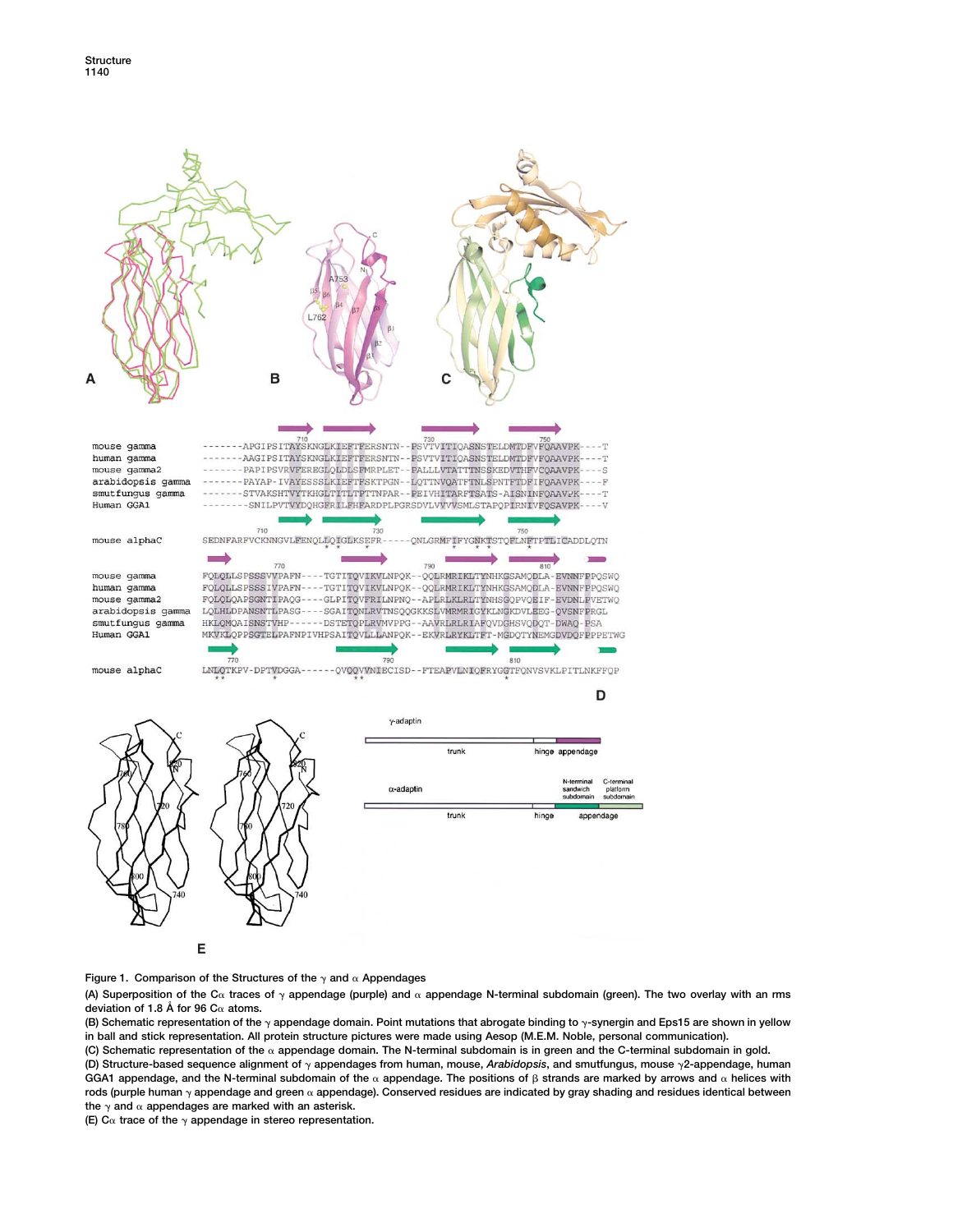Figure 1. Comparison of the Structures of the γ and α Appendages

(A) Superposition of the Cα traces of γ appendage (purple) and α appendage N-terminal subdomain (green). The two overlay with an rms deviation of 1.8 Å for 96 Cα atoms.

(B) Schematic representation of the γ appendage domain. Point mutations that abrogate binding to γ-synergin and Eps15 are shown in yellow in ball and stick representation. All protein structure pictures were made using Aesop (M.E.M. Noble, personal communication).

(C) Schematic representation of the α appendage domain. The N-terminal subdomain is in green and the C-terminal subdomain in gold.

(D) Structure-based sequence alignment of γ appendages from human, mouse, *Arabidopsis*, and smutfungus, mouse γ2-appendage, human GGA1 appendage, and the N-terminal subdomain of the α appendage. The positions of β strands are marked by arrows and α helices with rods (purple human γ appendage and green α appendage). Conserved residues are indicated by gray shading and residues identical between the γ and α appendages are marked with an asterisk.

(E) Cα trace of the γ appendage in stereo representation.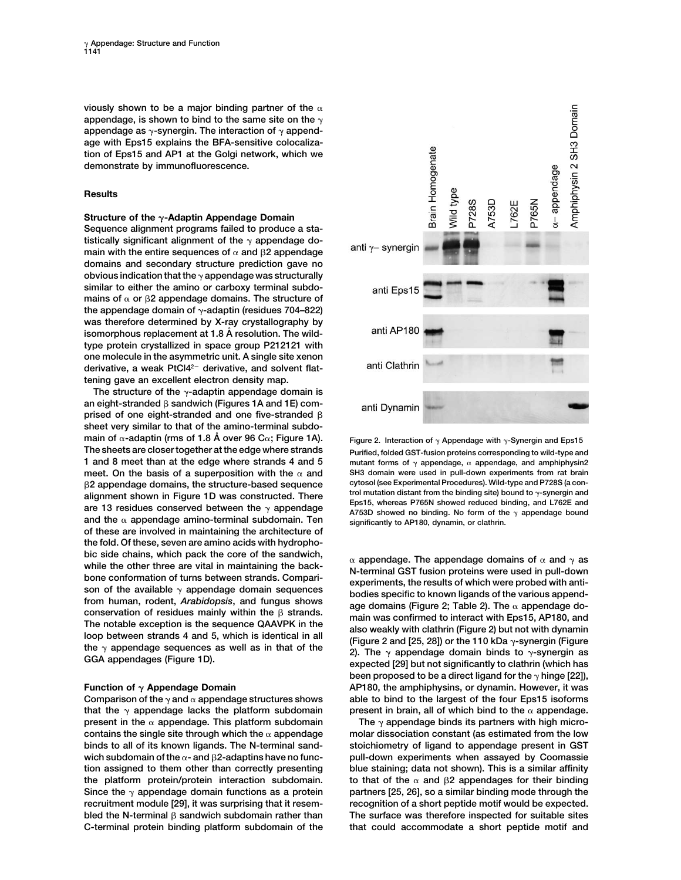viously shown to be a major binding partner of the α appendage, is shown to bind to the same site on the γ appendage as γ-synergin. The interaction of γ appendage with Eps15 explains the BFA-sensitive colocalization of Eps15 and AP1 at the Golgi network, which we demonstrate by immunofluorescence.

## Results

### Structure of the γ-Adaptin Appendage Domain

Sequence alignment programs failed to produce a statistically significant alignment of the γ appendage domain with the entire sequences of α and β2 appendage domains and secondary structure prediction gave no obvious indication that the γ appendage was structurally similar to either the amino or carboxy terminal subdomains of α or β2 appendage domains. The structure of the appendage domain of γ-adaptin (residues 704–822) was therefore determined by X-ray crystallography by isomorphous replacement at 1.8 Å resolution. The wild-type protein crystallized in space group P212121 with one molecule in the asymmetric unit. A single site xenon derivative, a weak $PtCl_4^{2-}$ derivative, and solvent flattening gave an excellent electron density map.

The structure of the γ-adaptin appendage domain is an eight-stranded β sandwich (Figures 1A and 1E) comprised of one eight-stranded and one five-stranded β sheet very similar to that of the amino-terminal subdomain of α-adaptin (rms of 1.8 Å over 96 Cα; Figure 1A). The sheets are closer together at the edge where strands 1 and 8 meet than at the edge where strands 4 and 5 meet. On the basis of a superposition with the α and β2 appendage domains, the structure-based sequence alignment shown in Figure 1D was constructed. There are 13 residues conserved between the γ appendage and the α appendage amino-terminal subdomain. Ten of these are involved in maintaining the architecture of the fold. Of these, seven are amino acids with hydrophobic side chains, which pack the core of the sandwich, while the other three are vital in maintaining the backbone conformation of turns between strands. Comparison of the available γ appendage domain sequences from human, rodent, *Arabidopsis*, and fungus shows conservation of residues mainly within the β strands. The notable exception is the sequence QAAVPK in the loop between strands 4 and 5, which is identical in all the γ appendage sequences as well as in that of the GGA appendages (Figure 1D).

### Function of γ Appendage Domain

Comparison of the γ and α appendage structures shows that the γ appendage lacks the platform subdomain present in the α appendage. This platform subdomain contains the single site through which the α appendage binds to all of its known ligands. The N-terminal sandwich subdomain of the α- and β2-adaptins have no function assigned to them other than correctly presenting the platform protein/protein interaction subdomain. Since the γ appendage domain functions as a protein recruitment module [29], it was surprising that it resembled the N-terminal β sandwich subdomain rather than C-terminal protein binding platform subdomain of the α appendage. The appendage domains of α and γ as N-terminal GST fusion proteins were used in pull-down experiments, the results of which were probed with antibodies specific to known ligands of the various appendage domains (Figure 2; Table 2). The α appendage domain was confirmed to interact with Eps15, AP180, and also weakly with clathrin (Figure 2) but not with dynamin (Figure 2 and [25, 28]) or the 110 kDa γ-synergin (Figure 2). The γ appendage domain binds to γ-synergin as expected [29] but not significantly to clathrin (which has been proposed to be a direct ligand for the γ hinge [22]), AP180, the amphiphysins, or dynamin. However, it was able to bind to the largest of the four Eps15 isoforms present in brain, all of which bind to the α appendage.

The γ appendage binds its partners with high micromolar dissociation constant (as estimated from the low stoichiometry of ligand to appendage present in GST pull-down experiments when assayed by Coomassie blue staining; data not shown). This is a similar affinity to that of the α and β2 appendages for their binding partners [25, 26], so a similar binding mode through the recognition of a short peptide motif would be expected. The surface was therefore inspected for suitable sites that could accommodate a short peptide motif and

Figure 2. Interaction of γ Appendage with γ-Synergin and Eps15

Purified, folded GST-fusion proteins corresponding to wild-type and mutant forms of γ appendage, α appendage, and amphiphysin2 SH3 domain were used in pull-down experiments from rat brain cytosol (see Experimental Procedures). Wild-type and P728S (a control mutation distant from the binding site) bound to γ-synergin and Eps15, whereas P765N showed reduced binding, and L762E and A753D showed no binding. No form of the γ appendage bound significantly to AP180, dynamin, or clathrin.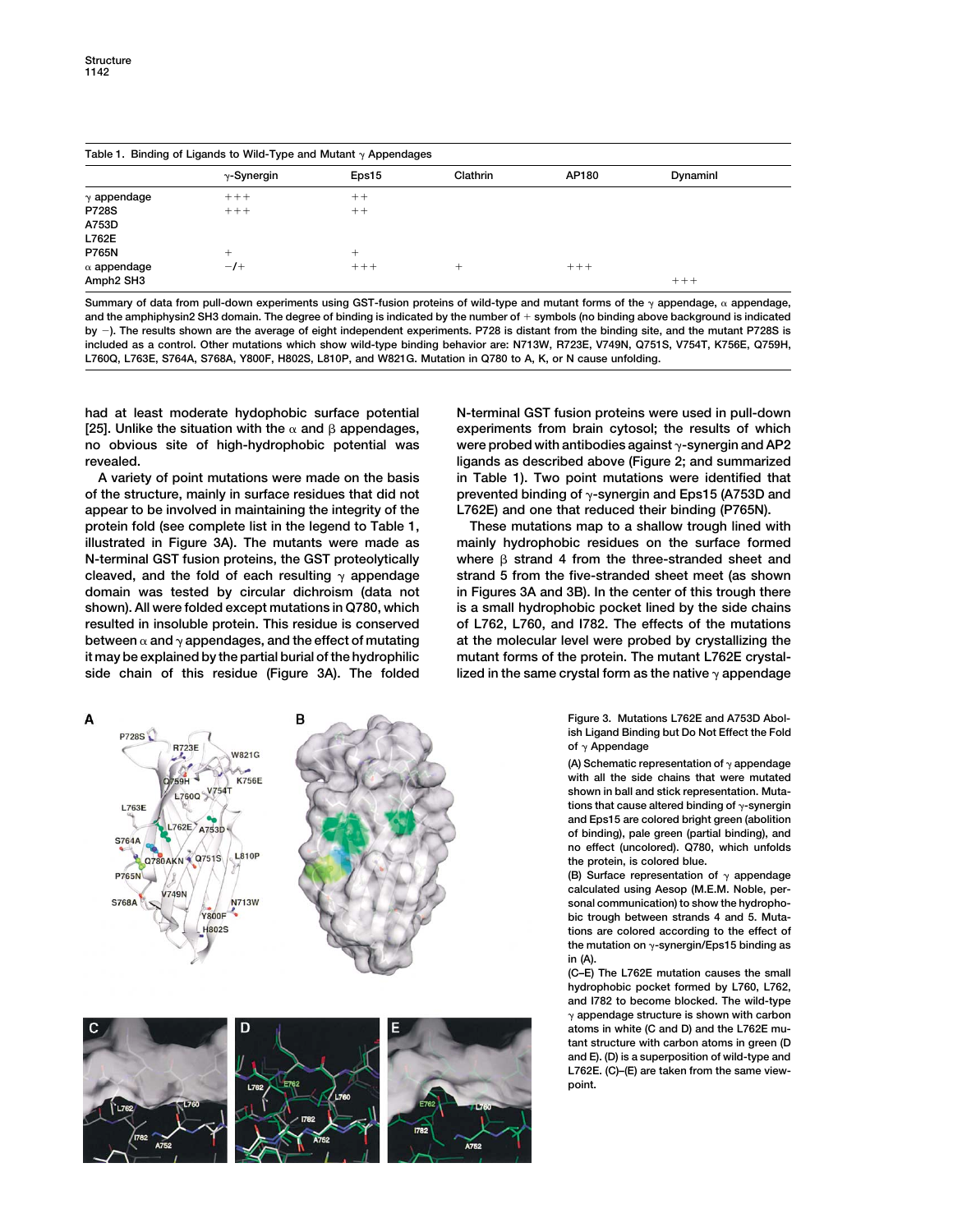Table 1. Binding of Ligands to Wild-Type and Mutant γ Appendages

| | γ-Synergin | Eps15 | Clathrin | AP180 | DynaminI |
|---|---|---|---|---|---|
| γ appendage | +++ | ++ | | | |
| P728S | +++ | ++ | | | |
| A753D | | | | | |
| L762E | | | | | |
| P765N | + | + | | | |
| α appendage | −/+ | +++ | + | +++ | |
| Amph2 SH3 | | | | | +++ |

Summary of data from pull-down experiments using GST-fusion proteins of wild-type and mutant forms of the γ appendage, α appendage, and the amphiphysin2 SH3 domain. The degree of binding is indicated by the number of + symbols (no binding above background is indicated by −). The results shown are the average of eight independent experiments. P728 is distant from the binding site, and the mutant P728S is included as a control. Other mutations which show wild-type binding behavior are: N713W, R723E, V749N, Q751S, V754T, K756E, Q759H, L760Q, L763E, S764A, S768A, Y800F, H802S, L810P, and W821G. Mutation in Q780 to A, K, or N cause unfolding.

had at least moderate hydophobic surface potential [25]. Unlike the situation with the α and β appendages, no obvious site of high-hydrophobic potential was revealed.

A variety of point mutations were made on the basis of the structure, mainly in surface residues that did not appear to be involved in maintaining the integrity of the protein fold (see complete list in the legend to Table 1, illustrated in Figure 3A). The mutants were made as N-terminal GST fusion proteins, the GST proteolytically cleaved, and the fold of each resulting γ appendage domain was tested by circular dichroism (data not shown). All were folded except mutations in Q780, which resulted in insoluble protein. This residue is conserved between α and γ appendages, and the effect of mutating it may be explained by the partial burial of the hydrophilic side chain of this residue (Figure 3A). The folded N-terminal GST fusion proteins were used in pull-down experiments from brain cytosol; the results of which were probed with antibodies against γ-synergin and AP2 ligands as described above (Figure 2; and summarized in Table 1). Two point mutations were identified that prevented binding of γ-synergin and Eps15 (A753D and L762E) and one that reduced their binding (P765N).

These mutations map to a shallow trough lined with mainly hydrophobic residues on the surface formed where β strand 4 from the three-stranded sheet and strand 5 from the five-stranded sheet meet (as shown in Figures 3A and 3B). In the center of this trough there is a small hydrophobic pocket lined by the side chains of L762, L760, and I782. The effects of the mutations at the molecular level were probed by crystallizing the mutant forms of the protein. The mutant L762E crystallized in the same crystal form as the native γ appendage

Figure 3. Mutations L762E and A753D Abolish Ligand Binding but Do Not Effect the Fold of γ Appendage

(A) Schematic representation of γ appendage with all the side chains that were mutated shown in ball and stick representation. Mutations that cause altered binding of γ-synergin and Eps15 are colored bright green (abolition of binding), pale green (partial binding), and no effect (uncolored). Q780, which unfolds the protein, is colored blue.

(B) Surface representation of γ appendage calculated using Aesop (M.E.M. Noble, personal communication) to show the hydrophobic trough between strands 4 and 5. Mutations are colored according to the effect of the mutation on γ-synergin/Eps15 binding as in (A).

(C–E) The L762E mutation causes the small hydrophobic pocket formed by L760, L762, and I782 to become blocked. The wild-type γ appendage structure is shown with carbon atoms in white (C and D) and the L762E mutant structure with carbon atoms in green (D and E). (D) is a superposition of wild-type and L762E. (C)–(E) are taken from the same viewpoint.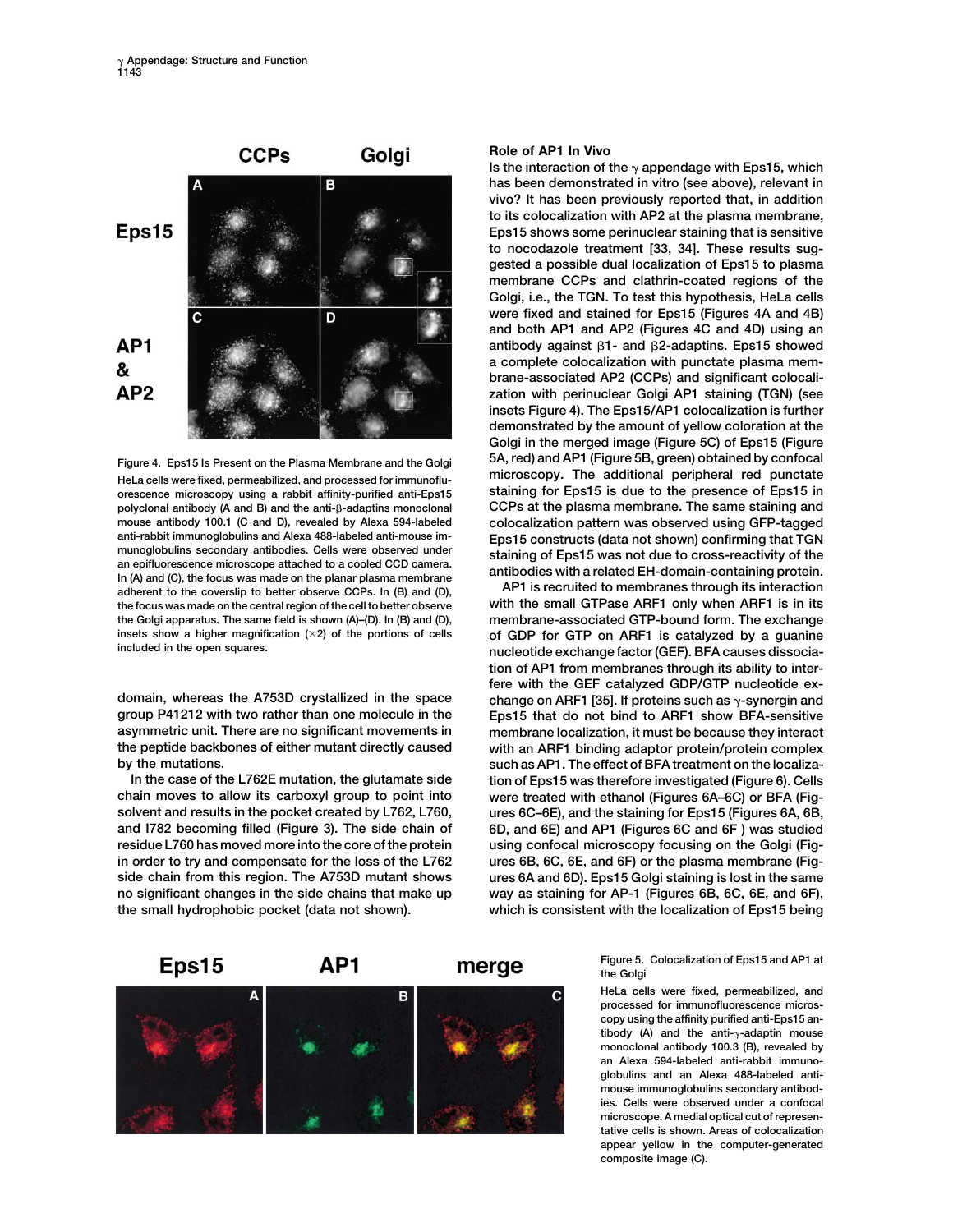Figure 4. Eps15 Is Present on the Plasma Membrane and the Golgi

HeLa cells were fixed, permeabilized, and processed for immunofluorescence microscopy using a rabbit affinity-purified anti-Eps15 polyclonal antibody (A and B) and the anti-β-adaptins monoclonal mouse antibody 100.1 (C and D), revealed by Alexa 594-labeled anti-rabbit immunoglobulins and Alexa 488-labeled anti-mouse immunoglobulins secondary antibodies. Cells were observed under an epifluorescence microscope attached to a cooled CCD camera. In (A) and (C), the focus was made on the planar plasma membrane adherent to the coverslip to better observe CCPs. In (B) and (D), the focus was made on the central region of the cell to better observe the Golgi apparatus. The same field is shown (A)–(D). In (B) and (D), insets show a higher magnification (×2) of the portions of cells included in the open squares.

domain, whereas the A753D crystallized in the space group P41212 with two rather than one molecule in the asymmetric unit. There are no significant movements in the peptide backbones of either mutant directly caused by the mutations.

In the case of the L762E mutation, the glutamate side chain moves to allow its carboxyl group to point into solvent and results in the pocket created by L762, L760, and I782 becoming filled (Figure 3). The side chain of residue L760 has moved more into the core of the protein in order to try and compensate for the loss of the L762 side chain from this region. The A753D mutant shows no significant changes in the side chains that make up the small hydrophobic pocket (data not shown).

### Role of AP1 In Vivo

Is the interaction of the γ appendage with Eps15, which has been demonstrated in vitro (see above), relevant in vivo? It has been previously reported that, in addition to its colocalization with AP2 at the plasma membrane, Eps15 shows some perinuclear staining that is sensitive to nocodazole treatment [33, 34]. These results suggested a possible dual localization of Eps15 to plasma membrane CCPs and clathrin-coated regions of the Golgi, i.e., the TGN. To test this hypothesis, HeLa cells were fixed and stained for Eps15 (Figures 4A and 4B) and both AP1 and AP2 (Figures 4C and 4D) using an antibody against β1- and β2-adaptins. Eps15 showed a complete colocalization with punctate plasma membrane-associated AP2 (CCPs) and significant colocalization with perinuclear Golgi AP1 staining (TGN) (see insets Figure 4). The Eps15/AP1 colocalization is further demonstrated by the amount of yellow coloration at the Golgi in the merged image (Figure 5C) of Eps15 (Figure 5A, red) and AP1 (Figure 5B, green) obtained by confocal microscopy. The additional peripheral red punctate staining for Eps15 is due to the presence of Eps15 in CCPs at the plasma membrane. The same staining and colocalization pattern was observed using GFP-tagged Eps15 constructs (data not shown) confirming that TGN staining of Eps15 was not due to cross-reactivity of the antibodies with a related EH-domain-containing protein.

AP1 is recruited to membranes through its interaction with the small GTPase ARF1 only when ARF1 is in its membrane-associated GTP-bound form. The exchange of GDP for GTP on ARF1 is catalyzed by a guanine nucleotide exchange factor (GEF). BFA causes dissociation of AP1 from membranes through its ability to interfere with the GEF catalyzed GDP/GTP nucleotide exchange on ARF1 [35]. If proteins such as γ-synergin and Eps15 that do not bind to ARF1 show BFA-sensitive membrane localization, it must be because they interact with an ARF1 binding adaptor protein/protein complex such as AP1. The effect of BFA treatment on the localization of Eps15 was therefore investigated (Figure 6). Cells were treated with ethanol (Figures 6A–6C) or BFA (Figures 6C–6E), and the staining for Eps15 (Figures 6A, 6B, 6D, and 6E) and AP1 (Figures 6C and 6F) was studied using confocal microscopy focusing on the Golgi (Figures 6B, 6C, 6E, and 6F) or the plasma membrane (Figures 6A and 6D). Eps15 Golgi staining is lost in the same way as staining for AP-1 (Figures 6B, 6C, 6E, and 6F), which is consistent with the localization of Eps15 being

Figure 5. Colocalization of Eps15 and AP1 at the Golgi

HeLa cells were fixed, permeabilized, and processed for immunofluorescence microscopy using the affinity purified anti-Eps15 antibody (A) and the anti-γ-adaptin mouse monoclonal antibody 100.3 (B), revealed by an Alexa 594-labeled anti-rabbit immunoglobulins and an Alexa 488-labeled anti-mouse immunoglobulins secondary antibodies. Cells were observed under a confocal microscope. A medial optical cut of representative cells is shown. Areas of colocalization appear yellow in the computer-generated composite image (C).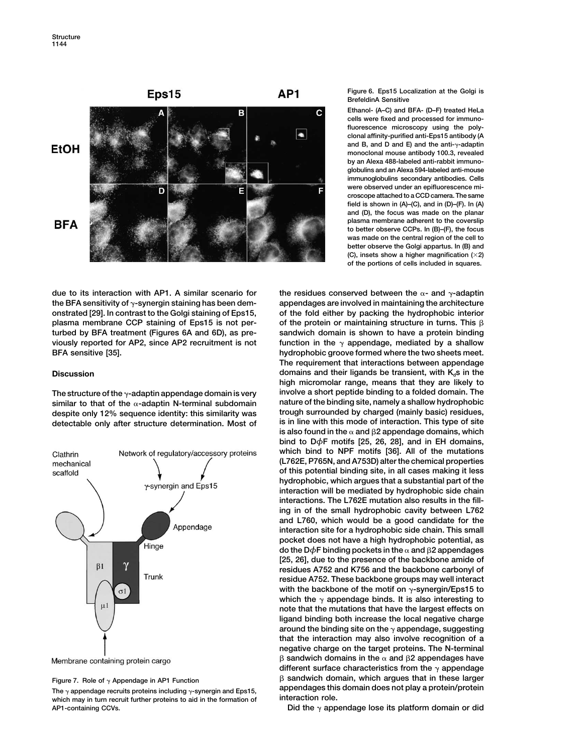Figure 6. Eps15 Localization at the Golgi is BrefeldinA Sensitive

Ethanol- (A–C) and BFA- (D–F) treated HeLa cells were fixed and processed for immunofluorescence microscopy using the polyclonal affinity-purified anti-Eps15 antibody (A and B, and D and E) and the anti-γ-adaptin monoclonal mouse antibody 100.3, revealed by an Alexa 488-labeled anti-rabbit immunoglobulins and an Alexa 594-labeled anti-mouse immunoglobulins secondary antibodies. Cells were observed under an epifluorescence microscope attached to a CCD camera. The same field is shown in (A)–(C), and in (D)–(F). In (A) and (D), the focus was made on the planar plasma membrane adherent to the coverslip to better observe CCPs. In (B)–(F), the focus was made on the central region of the cell to better observe the Golgi appartus. In (B) and (C), insets show a higher magnification (×2) of the portions of cells included in squares.

due to its interaction with AP1. A similar scenario for the BFA sensitivity of γ-synergin staining has been demonstrated [29]. In contrast to the Golgi staining of Eps15, plasma membrane CCP staining of Eps15 is not perturbed by BFA treatment (Figures 6A and 6D), as previously reported for AP2, since AP2 recruitment is not BFA sensitive [35].

## Discussion

The structure of the γ-adaptin appendage domain is very similar to that of the α-adaptin N-terminal subdomain despite only 12% sequence identity: this similarity was detectable only after structure determination. Most of the residues conserved between the α- and γ-adaptin appendages are involved in maintaining the architecture of the fold either by packing the hydrophobic interior of the protein or maintaining structure in turns. This β sandwich domain is shown to have a protein binding function in the γ appendage, mediated by a shallow hydrophobic groove formed where the two sheets meet. The requirement that interactions between appendage domains and their ligands be transient, with $K_d$s in the high micromolar range, means that they are likely to involve a short peptide binding to a folded domain. The nature of the binding site, namely a shallow hydrophobic trough surrounded by charged (mainly basic) residues, is in line with this mode of interaction. This type of site is also found in the α and β2 appendage domains, which bind to D$\phi$F motifs [25, 26, 28], and in EH domains, which bind to NPF motifs [36]. All of the mutations (L762E, P765N, and A753D) alter the chemical properties of this potential binding site, in all cases making it less hydrophobic, which argues that a substantial part of the interaction will be mediated by hydrophobic side chain interactions. The L762E mutation also results in the filling in of the small hydrophobic cavity between L762 and L760, which would be a good candidate for the interaction site for a hydrophobic side chain. This small pocket does not have a high hydrophobic potential, as do the D$\phi$F binding pockets in the α and β2 appendages [25, 26], due to the presence of the backbone amide of residues A752 and K756 and the backbone carbonyl of residue A752. These backbone groups may well interact with the backbone of the motif on γ-synergin/Eps15 to which the γ appendage binds. It is also interesting to note that the mutations that have the largest effects on ligand binding both increase the local negative charge around the binding site on the γ appendage, suggesting that the interaction may also involve recognition of a negative charge on the target proteins. The N-terminal β sandwich domains in the α and β2 appendages have different surface characteristics from the γ appendage β sandwich domain, which argues that in these larger appendages this domain does not play a protein/protein interaction role.

Figure 7. Role of γ Appendage in AP1 Function

The γ appendage recruits proteins including γ-synergin and Eps15, which may in turn recruit further proteins to aid in the formation of AP1-containing CCVs.

Did the γ appendage lose its platform domain or did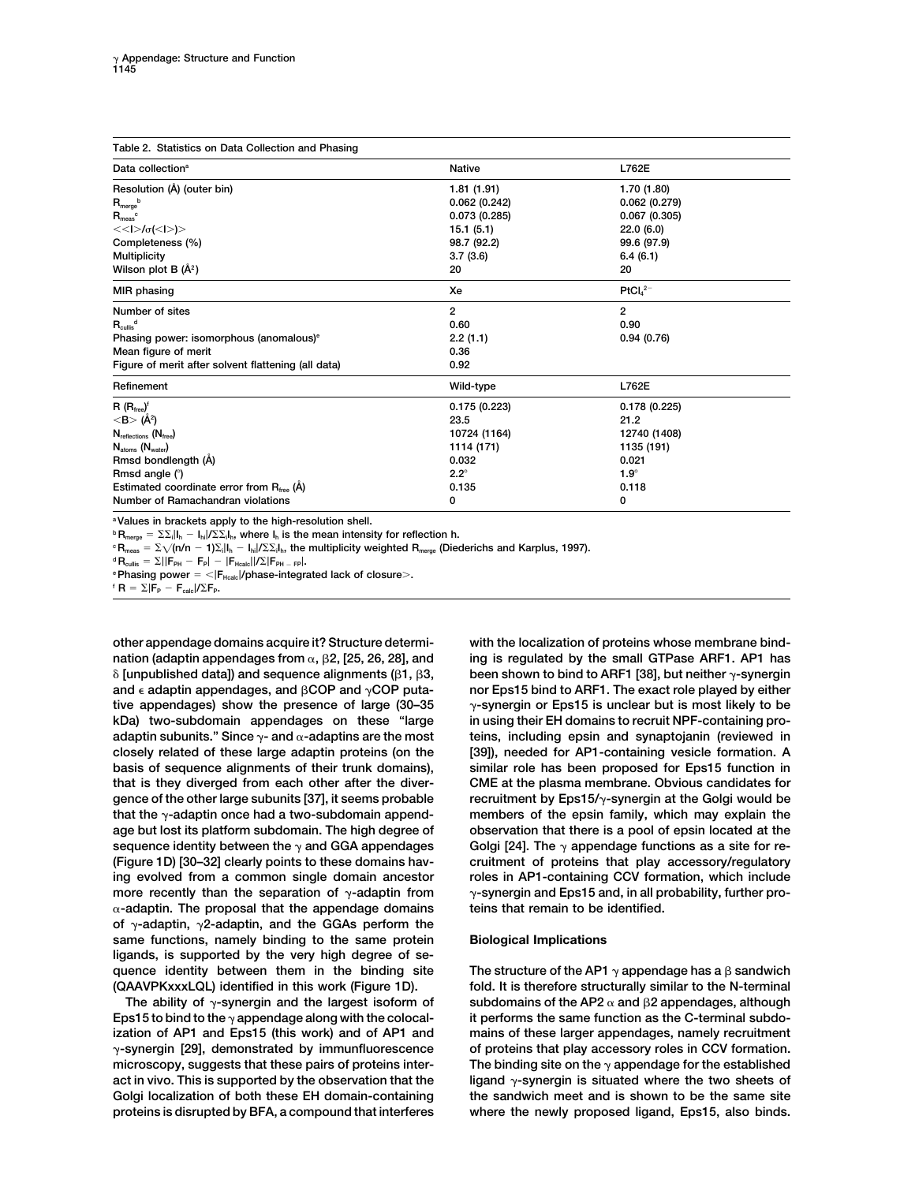Table 2. Statistics on Data Collection and Phasing

| Data collection[a] | Native | L762E |
|---|---|---|
| Resolution (Å) (outer bin) | 1.81 (1.91) | 1.70 (1.80) |
| $R_{merge}$[b] | 0.062 (0.242) | 0.062 (0.279) |
| $R_{meas}$[c] | 0.073 (0.285) | 0.067 (0.305) |
| $<<I>/\sigma(<I>)>$ | 15.1 (5.1) | 22.0 (6.0) |
| Completeness (%) | 98.7 (92.2) | 99.6 (97.9) |
| Multiplicity | 3.7 (3.6) | 6.4 (6.1) |
| Wilson plot B (Å$^2$) | 20 | 20 |
| **MIR phasing** | **Xe** | **$PtCl_4^{2-}$** |
| Number of sites | 2 | 2 |
| $R_{cullis}$[d] | 0.60 | 0.90 |
| Phasing power: isomorphous (anomalous)[e] | 2.2 (1.1) | 0.94 (0.76) |
| Mean figure of merit | 0.36 | |
| Figure of merit after solvent flattening (all data) | 0.92 | |
| **Refinement** | **Wild-type** | **L762E** |
| R ($R_{free}$)[f] | 0.175 (0.223) | 0.178 (0.225) |
| $<B>$ (Å$^2$) | 23.5 | 21.2 |
| $N_{reflections}$ ($N_{free}$) | 10724 (1164) | 12740 (1408) |
| $N_{atoms}$ ($N_{water}$) | 1114 (171) | 1135 (191) |
| Rmsd bondlength (Å) | 0.032 | 0.021 |
| Rmsd angle (°) | 2.2° | 1.9° |
| Estimated coordinate error from $R_{free}$ (Å) | 0.135 | 0.118 |
| Number of Ramachandran violations | 0 | 0 |

[a] Values in brackets apply to the high-resolution shell.

[b] $R_{merge} = \Sigma\Sigma_i|I_h - I_{hi}|/\Sigma\Sigma_i I_h$, where $I_h$ is the mean intensity for reflection h.

[c] $R_{meas} = \Sigma\sqrt{(n/n-1)}\Sigma_i|I_h - I_{hi}|/\Sigma\Sigma_i I_h$, the multiplicity weighted $R_{merge}$ (Diederichs and Karplus, 1997).

[d] $R_{cullis} = \Sigma||F_{PH} - F_P| - |F_{Hcalc}||/\Sigma|F_{PH} - F_P|$.

[e] Phasing power = $<|F_{Hcalc}|$/phase-integrated lack of closure$>$.

[f] $R = \Sigma|F_P - F_{calc}|/\Sigma F_P$.

other appendage domains acquire it? Structure determination (adaptin appendages from α, β2, [25, 26, 28], and δ [unpublished data]) and sequence alignments (β1, β3, and ε adaptin appendages, and βCOP and γCOP putative appendages) show the presence of large (30–35 kDa) two-subdomain appendages on these "large adaptin subunits." Since γ- and α-adaptins are the most closely related of these large adaptin proteins (on the basis of sequence alignments of their trunk domains), that is they diverged from each other after the divergence of the other large subunits [37], it seems probable that the γ-adaptin once had a two-subdomain appendage but lost its platform subdomain. The high degree of sequence identity between the γ and GGA appendages (Figure 1D) [30–32] clearly points to these domains having evolved from a common single domain ancestor more recently than the separation of γ-adaptin from α-adaptin. The proposal that the appendage domains of γ-adaptin, γ2-adaptin, and the GGAs perform the same functions, namely binding to the same protein ligands, is supported by the very high degree of sequence identity between them in the binding site (QAAVPKxxxLQL) identified in this work (Figure 1D).

The ability of γ-synergin and the largest isoform of Eps15 to bind to the γ appendage along with the colocalization of AP1 and Eps15 (this work) and of AP1 and γ-synergin [29], demonstrated by immunfluorescence microscopy, suggests that these pairs of proteins interact in vivo. This is supported by the observation that the Golgi localization of both these EH domain-containing proteins is disrupted by BFA, a compound that interferes with the localization of proteins whose membrane binding is regulated by the small GTPase ARF1. AP1 has been shown to bind to ARF1 [38], but neither γ-synergin nor Eps15 bind to ARF1. The exact role played by either γ-synergin or Eps15 is unclear but is most likely to be in using their EH domains to recruit NPF-containing proteins, including epsin and synaptojanin (reviewed in [39]), needed for AP1-containing vesicle formation. A similar role has been proposed for Eps15 function in CME at the plasma membrane. Obvious candidates for recruitment by Eps15/γ-synergin at the Golgi would be members of the epsin family, which may explain the observation that there is a pool of epsin located at the Golgi [24]. The γ appendage functions as a site for recruitment of proteins that play accessory/regulatory roles in AP1-containing CCV formation, which include γ-synergin and Eps15 and, in all probability, further proteins that remain to be identified.

## Biological Implications

The structure of the AP1 γ appendage has a β sandwich fold. It is therefore structurally similar to the N-terminal subdomains of the AP2 α and β2 appendages, although it performs the same function as the C-terminal subdomains of these larger appendages, namely recruitment of proteins that play accessory roles in CCV formation. The binding site on the γ appendage for the established ligand γ-synergin is situated where the two sheets of the sandwich meet and is shown to be the same site where the newly proposed ligand, Eps15, also binds.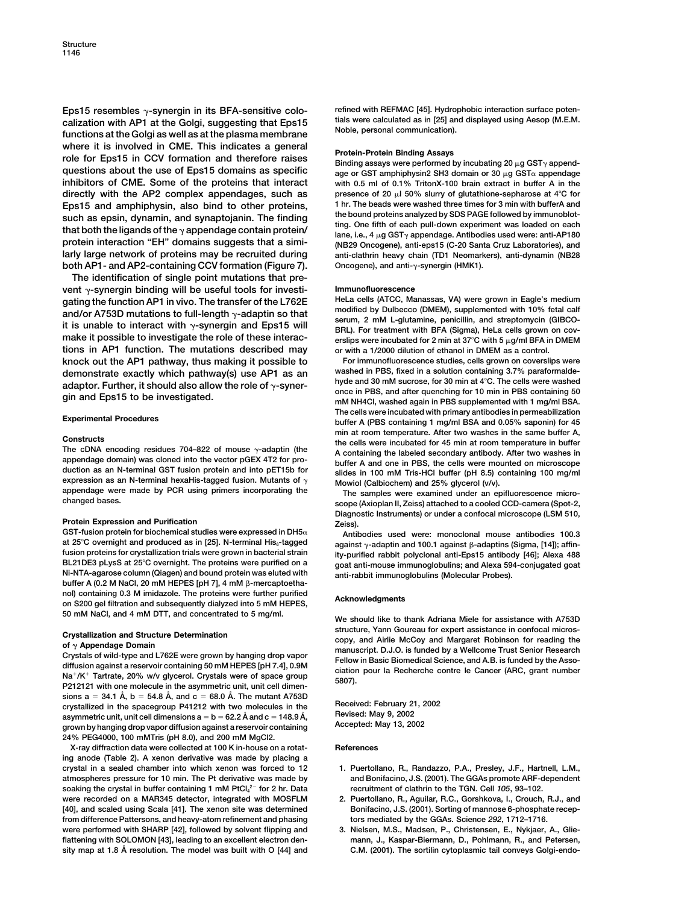Eps15 resembles γ-synergin in its BFA-sensitive colocalization with AP1 at the Golgi, suggesting that Eps15 functions at the Golgi as well as at the plasma membrane where it is involved in CME. This indicates a general role for Eps15 in CCV formation and therefore raises questions about the use of Eps15 domains as specific inhibitors of CME. Some of the proteins that interact directly with the AP2 complex appendages, such as Eps15 and amphiphysin, also bind to other proteins, such as epsin, dynamin, and synaptojanin. The finding that both the ligands of the γ appendage contain protein/protein interaction "EH" domains suggests that a similarly large network of proteins may be recruited during both AP1- and AP2-containing CCV formation (Figure 7).

The identification of single point mutations that prevent γ-synergin binding will be useful tools for investigating the function AP1 in vivo. The transfer of the L762E and/or A753D mutations to full-length γ-adaptin so that it is unable to interact with γ-synergin and Eps15 will make it possible to investigate the role of these interactions in AP1 function. The mutations described may knock out the AP1 pathway, thus making it possible to demonstrate exactly which pathway(s) use AP1 as an adaptor. Further, it should also allow the role of γ-synergin and Eps15 to be investigated.

## Experimental Procedures

### Constructs

The cDNA encoding residues 704–822 of mouse γ-adaptin (the appendage domain) was cloned into the vector pGEX 4T2 for production as an N-terminal GST fusion protein and into pET15b for expression as an N-terminal hexaHis-tagged fusion. Mutants of γ appendage were made by PCR using primers incorporating the changed bases.

### Protein Expression and Purification

GST-fusion protein for biochemical studies were expressed in DH5α at 25°C overnight and produced as in [25]. N-terminal $His_6$-tagged fusion proteins for crystallization trials were grown in bacterial strain BL21DE3 pLysS at 25°C overnight. The proteins were purified on a Ni-NTA-agarose column (Qiagen) and bound protein was eluted with buffer A (0.2 M NaCl, 20 mM HEPES [pH 7], 4 mM β-mercaptoethanol) containing 0.3 M imidazole. The proteins were further purified on S200 gel filtration and subsequently dialyzed into 5 mM HEPES, 50 mM NaCl, and 4 mM DTT, and concentrated to 5 mg/ml.

### Crystallization and Structure Determination of γ Appendage Domain

Crystals of wild-type and L762E were grown by hanging drop vapor diffusion against a reservoir containing 50 mM HEPES [pH 7.4], 0.9M $Na^+/K^+$ Tartrate, 20% w/v glycerol. Crystals were of space group P212121 with one molecule in the asymmetric unit, unit cell dimensions a = 34.1 Å, b = 54.8 Å, and c = 68.0 Å. The mutant A753D crystallized in the spacegroup P41212 with two molecules in the asymmetric unit, unit cell dimensions a = b = 62.2 Å and c = 148.9 Å, grown by hanging drop vapor diffusion against a reservoir containing 24% PEG4000, 100 mMTris (pH 8.0), and 200 mM MgCl2.

X-ray diffraction data were collected at 100 K in-house on a rotating anode (Table 2). A xenon derivative was made by placing a crystal in a sealed chamber into which xenon was forced to 12 atmospheres pressure for 10 min. The Pt derivative was made by soaking the crystal in buffer containing 1 mM $PtCl_4^{2-}$ for 2 hr. Data were recorded on a MAR345 detector, integrated with MOSFLM [40], and scaled using Scala [41]. The xenon site was determined from difference Pattersons, and heavy-atom refinement and phasing were performed with SHARP [42], followed by solvent flipping and flattening with SOLOMON [43], leading to an excellent electron density map at 1.8 Å resolution. The model was built with O [44] and refined with REFMAC [45]. Hydrophobic interaction surface potentials were calculated as in [25] and displayed using Aesop (M.E.M. Noble, personal communication).

### Protein-Protein Binding Assays

Binding assays were performed by incubating 20 μg GSTγ appendage or GST amphiphysin2 SH3 domain or 30 μg GSTα appendage with 0.5 ml of 0.1% TritonX-100 brain extract in buffer A in the presence of 20 μl 50% slurry of glutathione-sepharose at 4°C for 1 hr. The beads were washed three times for 3 min with bufferA and the bound proteins analyzed by SDS PAGE followed by immunoblotting. One fifth of each pull-down experiment was loaded on each lane, i.e., 4 μg GSTγ appendage. Antibodies used were: anti-AP180 (NB29 Oncogene), anti-eps15 (C-20 Santa Cruz Laboratories), and anti-clathrin heavy chain (TD1 Neomarkers), anti-dynamin (NB28 Oncogene), and anti-γ-synergin (HMK1).

### Immunofluorescence

HeLa cells (ATCC, Manassas, VA) were grown in Eagle's medium modified by Dulbecco (DMEM), supplemented with 10% fetal calf serum, 2 mM L-glutamine, penicillin, and streptomycin (GIBCO-BRL). For treatment with BFA (Sigma), HeLa cells grown on coverslips were incubated for 2 min at 37°C with 5 μg/ml BFA in DMEM or with a 1/2000 dilution of ethanol in DMEM as a control.

For immunofluorescence studies, cells grown on coverslips were washed in PBS, fixed in a solution containing 3.7% paraformaldehyde and 30 mM sucrose, for 30 min at 4°C. The cells were washed once in PBS, and after quenching for 10 min in PBS containing 50 mM NH4Cl, washed again in PBS supplemented with 1 mg/ml BSA. The cells were incubated with primary antibodies in permeabilization buffer A (PBS containing 1 mg/ml BSA and 0.05% saponin) for 45 min at room temperature. After two washes in the same buffer A, the cells were incubated for 45 min at room temperature in buffer A containing the labeled secondary antibody. After two washes in buffer A and one in PBS, the cells were mounted on microscope slides in 100 mM Tris-HCl buffer (pH 8.5) containing 100 mg/ml Mowiol (Calbiochem) and 25% glycerol (v/v).

The samples were examined under an epifluorescence microscope (Axioplan II, Zeiss) attached to a cooled CCD-camera (Spot-2, Diagnostic Instruments) or under a confocal microscope (LSM 510, Zeiss).

Antibodies used were: monoclonal mouse antibodies 100.3 against γ-adaptin and 100.1 against β-adaptins (Sigma, [14]); affinity-purified rabbit polyclonal anti-Eps15 antibody [46]; Alexa 488 goat anti-mouse immunoglobulins; and Alexa 594-conjugated goat anti-rabbit immunoglobulins (Molecular Probes).

## Acknowledgments

We should like to thank Adriana Miele for assistance with A753D structure, Yann Goureau for expert assistance in confocal microscopy, and Airlie McCoy and Margaret Robinson for reading the manuscript. D.J.O. is funded by a Wellcome Trust Senior Research Fellow in Basic Biomedical Science, and A.B. is funded by the Association pour la Recherche contre le Cancer (ARC, grant number 5807).

Received: February 21, 2002
Revised: May 9, 2002
Accepted: May 13, 2002

## References

1. Puertollano, R., Randazzo, P.A., Presley, J.F., Hartnell, L.M., and Bonifacino, J.S. (2001). The GGAs promote ARF-dependent recruitment of clathrin to the TGN. Cell *105*, 93–102.
2. Puertollano, R., Aguilar, R.C., Gorshkova, I., Crouch, R.J., and Bonifacino, J.S. (2001). Sorting of mannose 6-phosphate receptors mediated by the GGAs. Science *292*, 1712–1716.
3. Nielsen, M.S., Madsen, P., Christensen, E., Nykjaer, A., Gliemann, J., Kaspar-Biermann, D., Pohlmann, R., and Petersen, C.M. (2001). The sortilin cytoplasmic tail conveys Golgi-endo-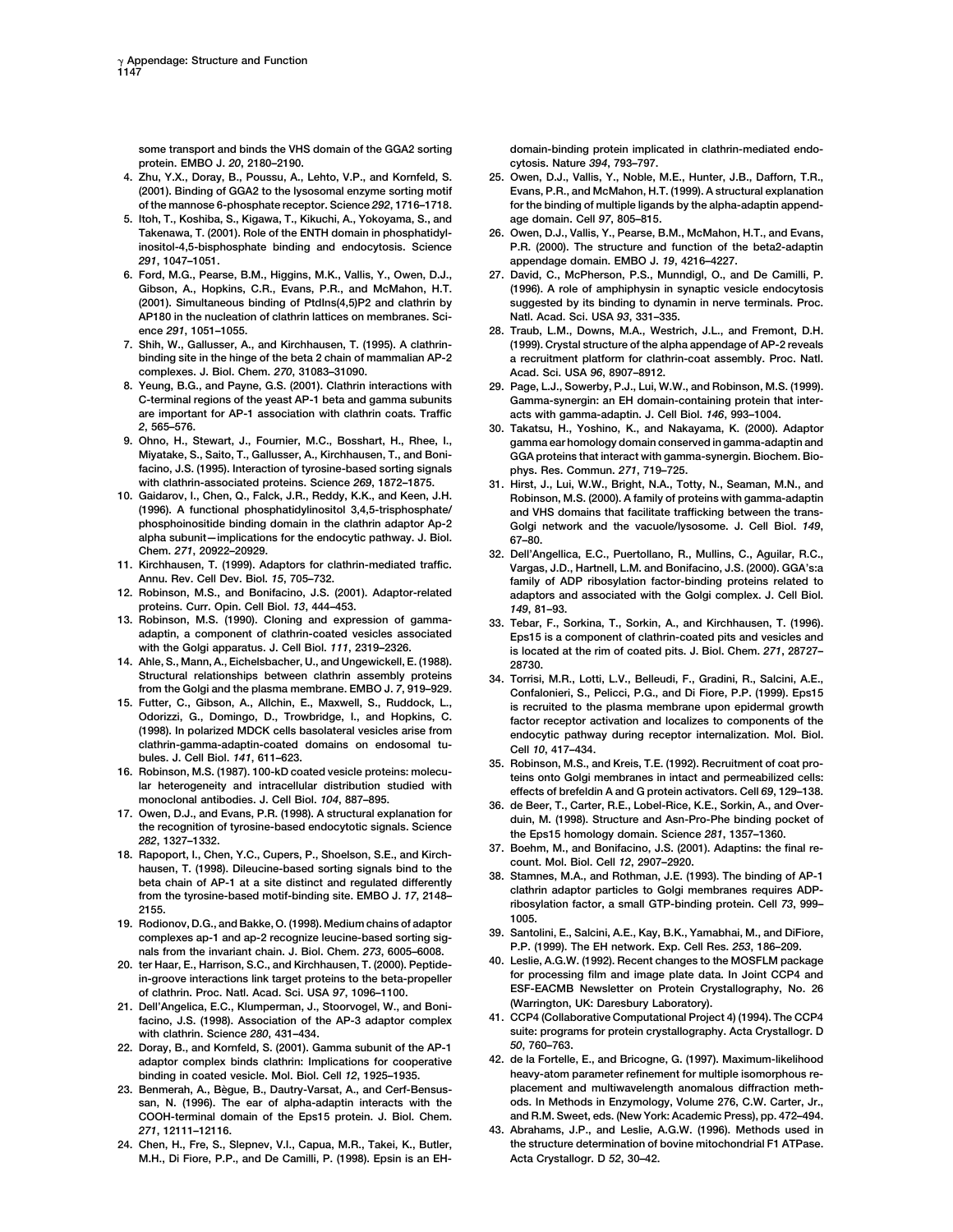some transport and binds the VHS domain of the GGA2 sorting protein. EMBO J. *20*, 2180–2190.

4. Zhu, Y.X., Doray, B., Poussu, A., Lehto, V.P., and Kornfeld, S. (2001). Binding of GGA2 to the lysosomal enzyme sorting motif of the mannose 6-phosphate receptor. Science *292*, 1716–1718.
5. Itoh, T., Koshiba, S., Kigawa, T., Kikuchi, A., Yokoyama, S., and Takenawa, T. (2001). Role of the ENTH domain in phosphatidylinositol-4,5-bisphosphate binding and endocytosis. Science *291*, 1047–1051.
6. Ford, M.G., Pearse, B.M., Higgins, M.K., Vallis, Y., Owen, D.J., Gibson, A., Hopkins, C.R., Evans, P.R., and McMahon, H.T. (2001). Simultaneous binding of PtdIns(4,5)P2 and clathrin by AP180 in the nucleation of clathrin lattices on membranes. Science *291*, 1051–1055.
7. Shih, W., Gallusser, A., and Kirchhausen, T. (1995). A clathrin-binding site in the hinge of the beta 2 chain of mammalian AP-2 complexes. J. Biol. Chem. *270*, 31083–31090.
8. Yeung, B.G., and Payne, G.S. (2001). Clathrin interactions with C-terminal regions of the yeast AP-1 beta and gamma subunits are important for AP-1 association with clathrin coats. Traffic *2*, 565–576.
9. Ohno, H., Stewart, J., Fournier, M.C., Bosshart, H., Rhee, I., Miyatake, S., Saito, T., Gallusser, A., Kirchhausen, T., and Bonifacino, J.S. (1995). Interaction of tyrosine-based sorting signals with clathrin-associated proteins. Science *269*, 1872–1875.
10. Gaidarov, I., Chen, Q., Falck, J.R., Reddy, K.K., and Keen, J.H. (1996). A functional phosphatidylinositol 3,4,5-trisphosphate/phosphoinositide binding domain in the clathrin adaptor Ap-2 alpha subunit—implications for the endocytic pathway. J. Biol. Chem. *271*, 20922–20929.
11. Kirchhausen, T. (1999). Adaptors for clathrin-mediated traffic. Annu. Rev. Cell Dev. Biol. *15*, 705–732.
12. Robinson, M.S., and Bonifacino, J.S. (2001). Adaptor-related proteins. Curr. Opin. Cell Biol. *13*, 444–453.
13. Robinson, M.S. (1990). Cloning and expression of gamma-adaptin, a component of clathrin-coated vesicles associated with the Golgi apparatus. J. Cell Biol. *111*, 2319–2326.
14. Ahle, S., Mann, A., Eichelsbacher, U., and Ungewickell, E. (1988). Structural relationships between clathrin assembly proteins from the Golgi and the plasma membrane. EMBO J. *7*, 919–929.
15. Futter, C., Gibson, A., Allchin, E., Maxwell, S., Ruddock, L., Odorizzi, G., Domingo, D., Trowbridge, I., and Hopkins, C. (1998). In polarized MDCK cells basolateral vesicles arise from clathrin-gamma-adaptin-coated domains on endosomal tubules. J. Cell Biol. *141*, 611–623.
16. Robinson, M.S. (1987). 100-kD coated vesicle proteins: molecular heterogeneity and intracellular distribution studied with monoclonal antibodies. J. Cell Biol. *104*, 887–895.
17. Owen, D.J., and Evans, P.R. (1998). A structural explanation for the recognition of tyrosine-based endocytotic signals. Science *282*, 1327–1332.
18. Rapoport, I., Chen, Y.C., Cupers, P., Shoelson, S.E., and Kirchhausen, T. (1998). Dileucine-based sorting signals bind to the beta chain of AP-1 at a site distinct and regulated differently from the tyrosine-based motif-binding site. EMBO J. *17*, 2148–2155.
19. Rodionov, D.G., and Bakke, O. (1998). Medium chains of adaptor complexes ap-1 and ap-2 recognize leucine-based sorting signals from the invariant chain. J. Biol. Chem. *273*, 6005–6008.
20. ter Haar, E., Harrison, S.C., and Kirchhausen, T. (2000). Peptide-in-groove interactions link target proteins to the beta-propeller of clathrin. Proc. Natl. Acad. Sci. USA *97*, 1096–1100.
21. Dell'Angelica, E.C., Klumperman, J., Stoorvogel, W., and Bonifacino, J.S. (1998). Association of the AP-3 adaptor complex with clathrin. Science *280*, 431–434.
22. Doray, B., and Kornfeld, S. (2001). Gamma subunit of the AP-1 adaptor complex binds clathrin: Implications for cooperative binding in coated vesicle. Mol. Biol. Cell *12*, 1925–1935.
23. Benmerah, A., Bègue, B., Dautry-Varsat, A., and Cerf-Bensussan, N. (1996). The ear of alpha-adaptin interacts with the COOH-terminal domain of the Eps15 protein. J. Biol. Chem. *271*, 12111–12116.
24. Chen, H., Fre, S., Slepnev, V.I., Capua, M.R., Takei, K., Butler, M.H., Di Fiore, P.P., and De Camilli, P. (1998). Epsin is an EH-domain-binding protein implicated in clathrin-mediated endocytosis. Nature *394*, 793–797.
25. Owen, D.J., Vallis, Y., Noble, M.E., Hunter, J.B., Dafforn, T.R., Evans, P.R., and McMahon, H.T. (1999). A structural explanation for the binding of multiple ligands by the alpha-adaptin appendage domain. Cell *97*, 805–815.
26. Owen, D.J., Vallis, Y., Pearse, B.M., McMahon, H.T., and Evans, P.R. (2000). The structure and function of the beta2-adaptin appendage domain. EMBO J. *19*, 4216–4227.
27. David, C., McPherson, P.S., Munndigl, O., and De Camilli, P. (1996). A role of amphiphysin in synaptic vesicle endocytosis suggested by its binding to dynamin in nerve terminals. Proc. Natl. Acad. Sci. USA *93*, 331–335.
28. Traub, L.M., Downs, M.A., Westrich, J.L., and Fremont, D.H. (1999). Crystal structure of the alpha appendage of AP-2 reveals a recruitment platform for clathrin-coat assembly. Proc. Natl. Acad. Sci. USA *96*, 8907–8912.
29. Page, L.J., Sowerby, P.J., Lui, W.W., and Robinson, M.S. (1999). Gamma-synergin: an EH domain-containing protein that interacts with gamma-adaptin. J. Cell Biol. *146*, 993–1004.
30. Takatsu, H., Yoshino, K., and Nakayama, K. (2000). Adaptor gamma ear homology domain conserved in gamma-adaptin and GGA proteins that interact with gamma-synergin. Biochem. Biophys. Res. Commun. *271*, 719–725.
31. Hirst, J., Lui, W.W., Bright, N.A., Totty, N., Seaman, M.N., and Robinson, M.S. (2000). A family of proteins with gamma-adaptin and VHS domains that facilitate trafficking between the trans-Golgi network and the vacuole/lysosome. J. Cell Biol. *149*, 67–80.
32. Dell'Angellica, E.C., Puertollano, R., Mullins, C., Aguilar, R.C., Vargas, J.D., Hartnell, L.M. and Bonifacino, J.S. (2000). GGA's:a family of ADP ribosylation factor-binding proteins related to adaptors and associated with the Golgi complex. J. Cell Biol. *149*, 81–93.
33. Tebar, F., Sorkina, T., Sorkin, A., and Kirchhausen, T. (1996). Eps15 is a component of clathrin-coated pits and vesicles and is located at the rim of coated pits. J. Biol. Chem. *271*, 28727–28730.
34. Torrisi, M.R., Lotti, L.V., Belleudi, F., Gradini, R., Salcini, A.E., Confalonieri, S., Pelicci, P.G., and Di Fiore, P.P. (1999). Eps15 is recruited to the plasma membrane upon epidermal growth factor receptor activation and localizes to components of the endocytic pathway during receptor internalization. Mol. Biol. Cell *10*, 417–434.
35. Robinson, M.S., and Kreis, T.E. (1992). Recruitment of coat proteins onto Golgi membranes in intact and permeabilized cells: effects of brefeldin A and G protein activators. Cell *69*, 129–138.
36. de Beer, T., Carter, R.E., Lobel-Rice, K.E., Sorkin, A., and Overduin, M. (1998). Structure and Asn-Pro-Phe binding pocket of the Eps15 homology domain. Science *281*, 1357–1360.
37. Boehm, M., and Bonifacino, J.S. (2001). Adaptins: the final recount. Mol. Biol. Cell *12*, 2907–2920.
38. Stamnes, M.A., and Rothman, J.E. (1993). The binding of AP-1 clathrin adaptor particles to Golgi membranes requires ADP-ribosylation factor, a small GTP-binding protein. Cell *73*, 999–1005.
39. Santolini, E., Salcini, A.E., Kay, B.K., Yamabhai, M., and DiFiore, P.P. (1999). The EH network. Exp. Cell Res. *253*, 186–209.
40. Leslie, A.G.W. (1992). Recent changes to the MOSFLM package for processing film and image plate data. In Joint CCP4 and ESF-EACMB Newsletter on Protein Crystallography, No. 26 (Warrington, UK: Daresbury Laboratory).
41. CCP4 (Collaborative Computational Project 4) (1994). The CCP4 suite: programs for protein crystallography. Acta Crystallogr. D *50*, 760–763.
42. de la Fortelle, E., and Bricogne, G. (1997). Maximum-likelihood heavy-atom parameter refinement for multiple isomorphous replacement and multiwavelength anomalous diffraction methods. In Methods in Enzymology, Volume 276, C.W. Carter, Jr., and R.M. Sweet, eds. (New York: Academic Press), pp. 472–494.
43. Abrahams, J.P., and Leslie, A.G.W. (1996). Methods used in the structure determination of bovine mitochondrial F1 ATPase. Acta Crystallogr. D *52*, 30–42.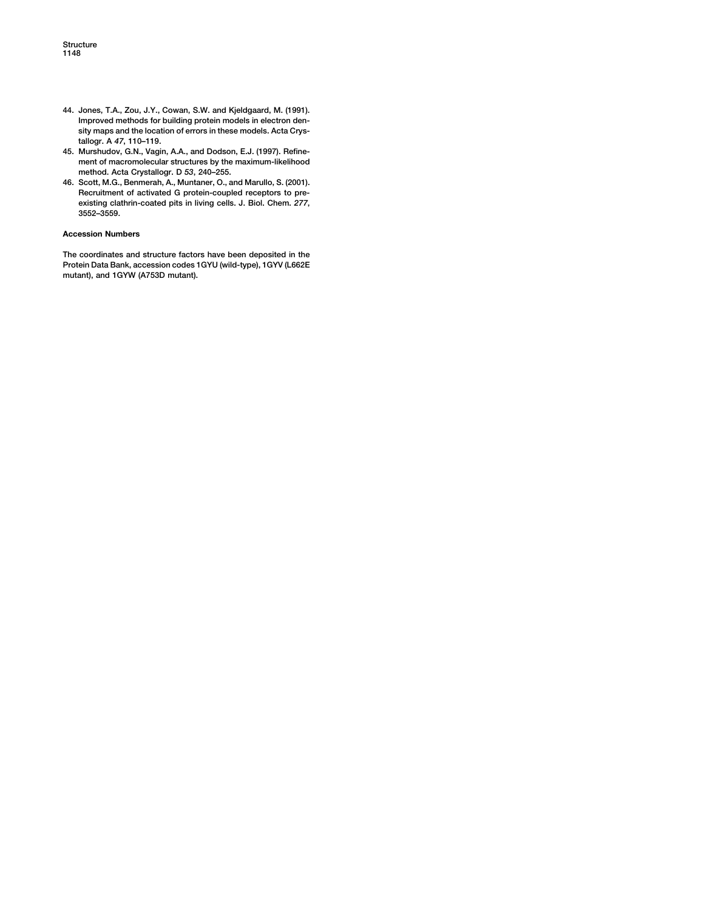44. Jones, T.A., Zou, J.Y., Cowan, S.W. and Kjeldgaard, M. (1991). Improved methods for building protein models in electron density maps and the location of errors in these models. Acta Crystallogr. A *47*, 110–119.
45. Murshudov, G.N., Vagin, A.A., and Dodson, E.J. (1997). Refinement of macromolecular structures by the maximum-likelihood method. Acta Crystallogr. D *53*, 240–255.
46. Scott, M.G., Benmerah, A., Muntaner, O., and Marullo, S. (2001). Recruitment of activated G protein-coupled receptors to preexisting clathrin-coated pits in living cells. J. Biol. Chem. *277*, 3552–3559.

### Accession Numbers

The coordinates and structure factors have been deposited in the Protein Data Bank, accession codes 1GYU (wild-type), 1GYV (L662E mutant), and 1GYW (A753D mutant).